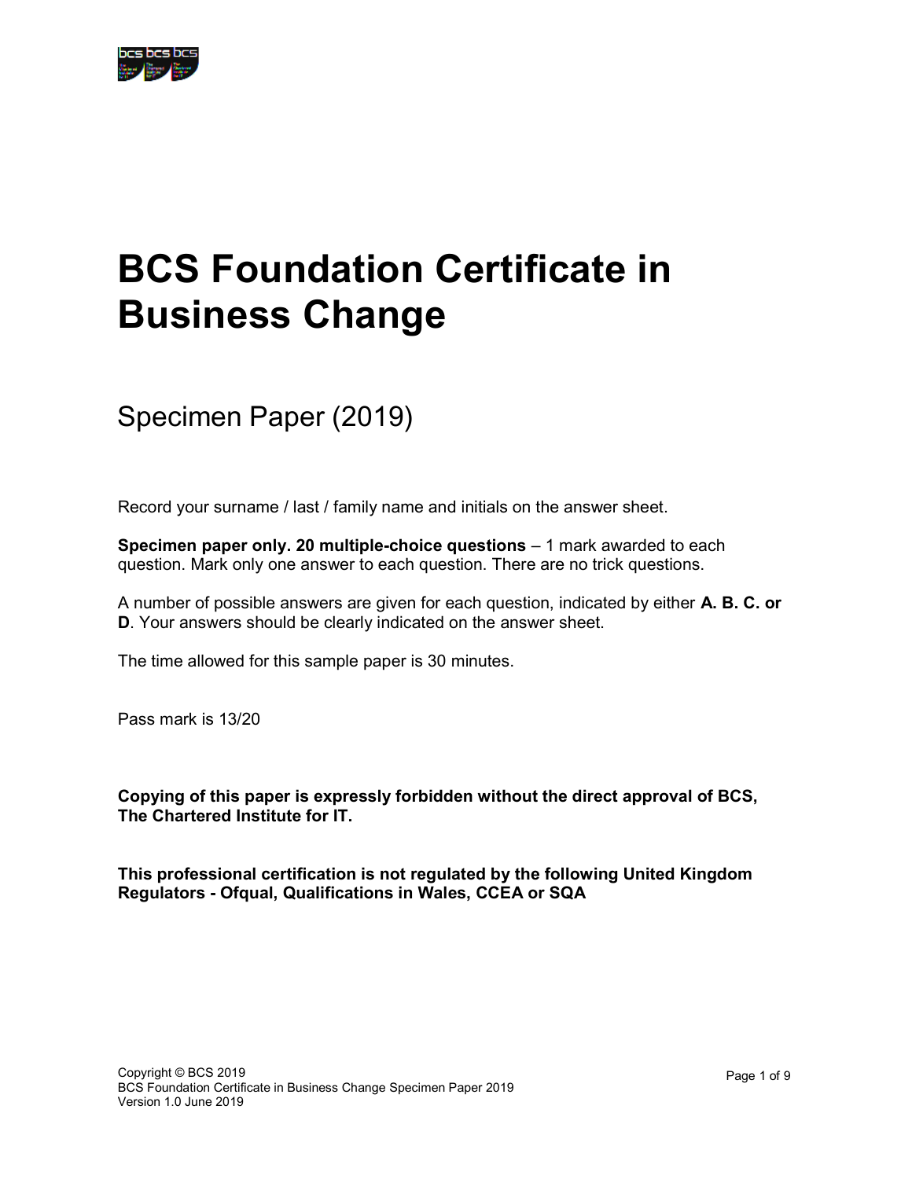# BCS Foundation Certificate in Business Change

## Specimen Paper (2019)

Record your surname / last / family name and initials on the answer sheet.

**Specimen paper only. 20 multiple-choice questions** – 1 mark awarded to each question. Mark only one answer to each question. There are no trick questions.

A number of possible answers are given for each question, indicated by either **A. B. C. or D**. Your answers should be clearly indicated on the answer sheet.

The time allowed for this sample paper is 30 minutes.

Pass mark is 13/20

**Copying of this paper is expressly forbidden without the direct approval of BCS, The Chartered Institute for IT.**

**This professional certification is not regulated by the following United Kingdom Regulators - Ofqual, Qualifications in Wales, CCEA or SQA**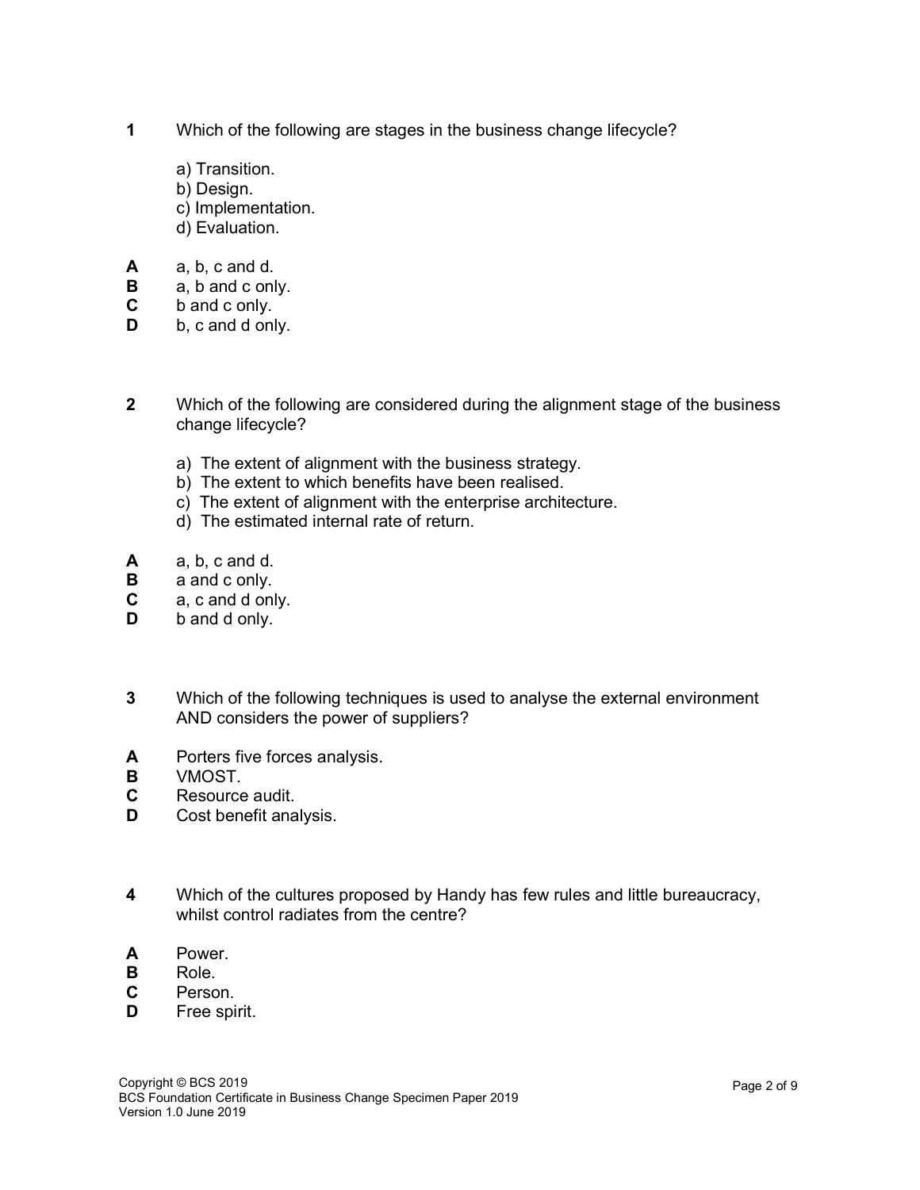**1** Which of the following are stages in the business change lifecycle?

a) Transition.
b) Design.
c) Implementation.
d) Evaluation.

**A** a, b, c and d.
**B** a, b and c only.
**C** b and c only.
**D** b, c and d only.

**2** Which of the following are considered during the alignment stage of the business change lifecycle?

a) The extent of alignment with the business strategy.
b) The extent to which benefits have been realised.
c) The extent of alignment with the enterprise architecture.
d) The estimated internal rate of return.

**A** a, b, c and d.
**B** a and c only.
**C** a, c and d only.
**D** b and d only.

**3** Which of the following techniques is used to analyse the external environment AND considers the power of suppliers?

**A** Porters five forces analysis.
**B** VMOST.
**C** Resource audit.
**D** Cost benefit analysis.

**4** Which of the cultures proposed by Handy has few rules and little bureaucracy, whilst control radiates from the centre?

**A** Power.
**B** Role.
**C** Person.
**D** Free spirit.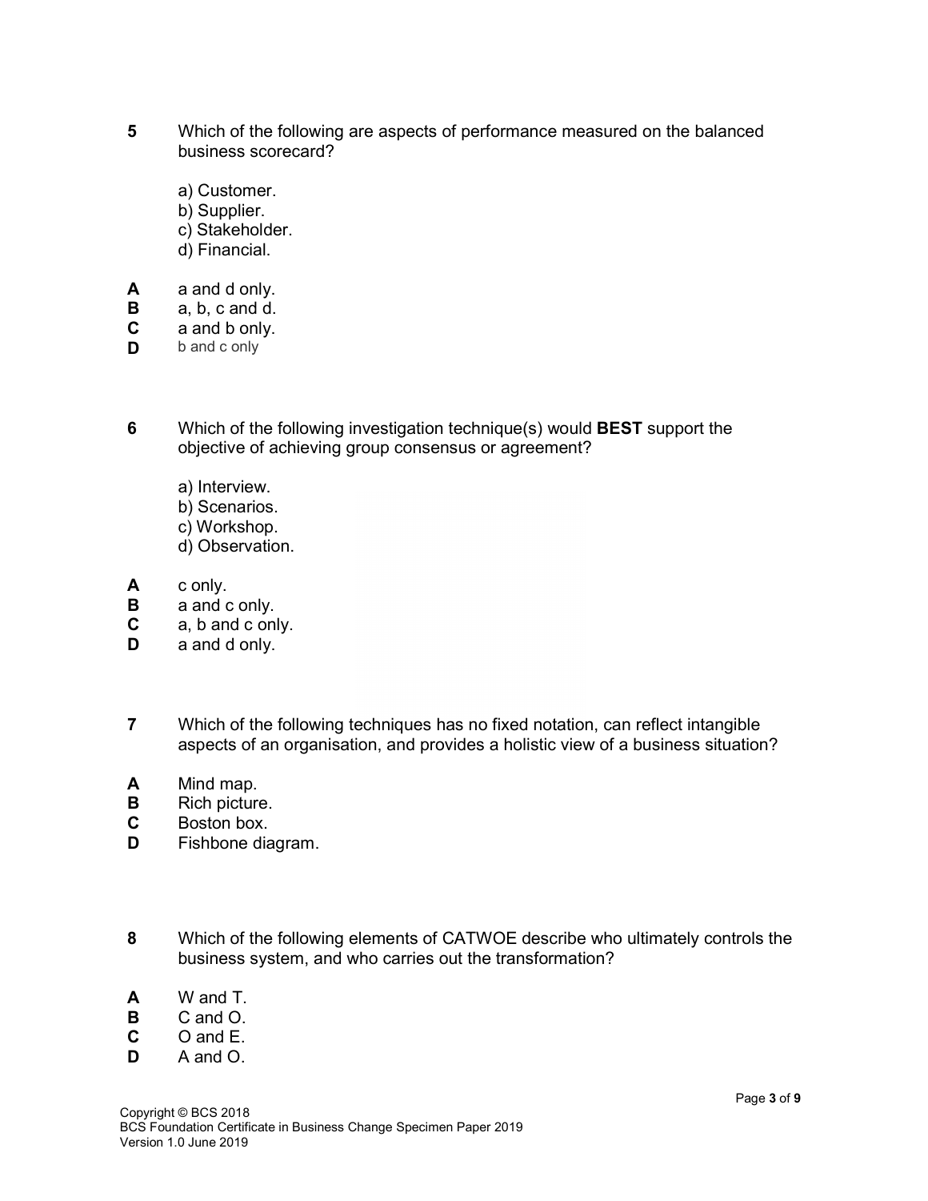**5** Which of the following are aspects of performance measured on the balanced business scorecard?

a) Customer.
b) Supplier.
c) Stakeholder.
d) Financial.

**A** a and d only.
**B** a, b, c and d.
**C** a and b only.
**D** b and c only

**6** Which of the following investigation technique(s) would **BEST** support the objective of achieving group consensus or agreement?

a) Interview.
b) Scenarios.
c) Workshop.
d) Observation.

**A** c only.
**B** a and c only.
**C** a, b and c only.
**D** a and d only.

**7** Which of the following techniques has no fixed notation, can reflect intangible aspects of an organisation, and provides a holistic view of a business situation?

**A** Mind map.
**B** Rich picture.
**C** Boston box.
**D** Fishbone diagram.

**8** Which of the following elements of CATWOE describe who ultimately controls the business system, and who carries out the transformation?

**A** W and T.
**B** C and O.
**C** O and E.
**D** A and O.

Copyright © BCS 2018
BCS Foundation Certificate in Business Change Specimen Paper 2019
Version 1.0 June 2019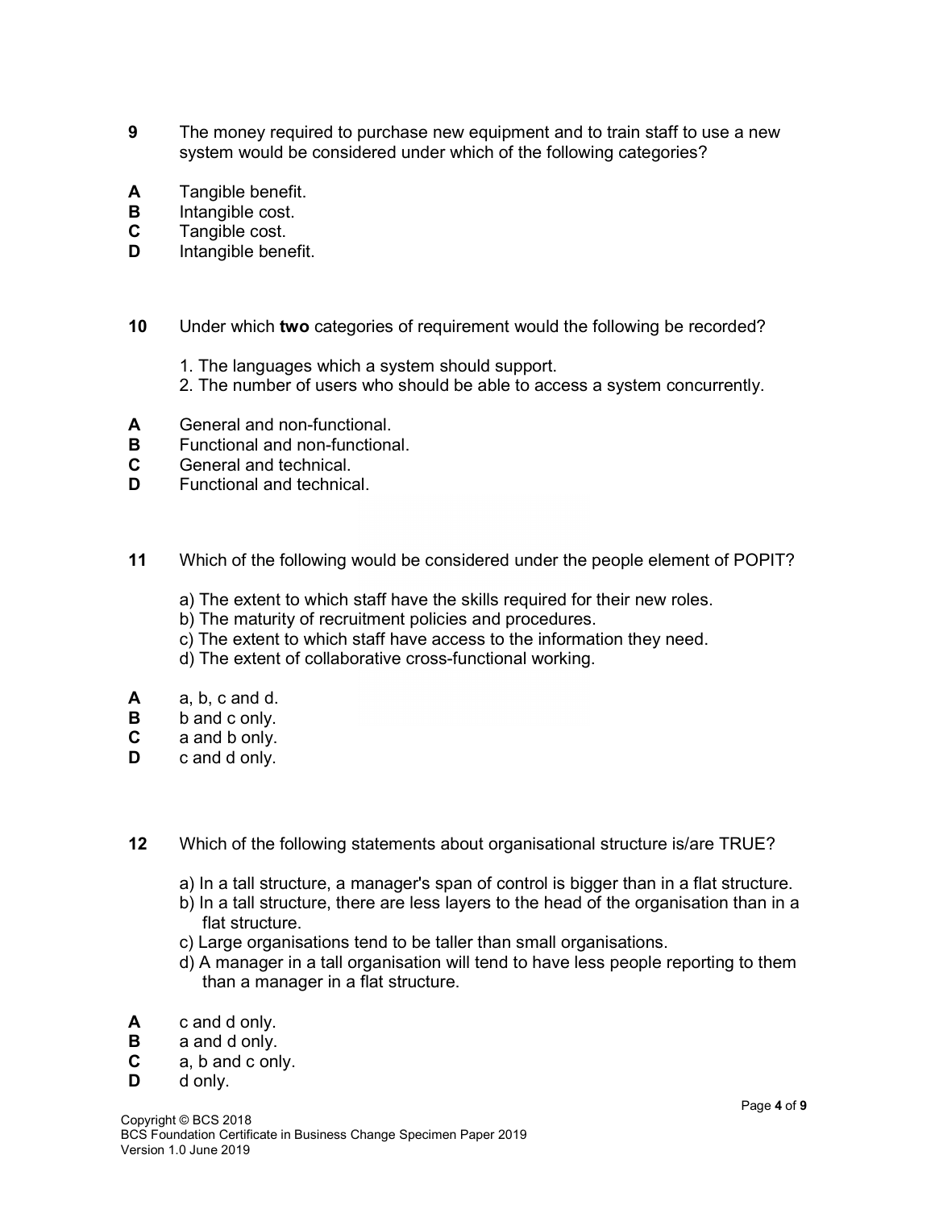**9** The money required to purchase new equipment and to train staff to use a new system would be considered under which of the following categories?

**A** Tangible benefit.
**B** Intangible cost.
**C** Tangible cost.
**D** Intangible benefit.

**10** Under which **two** categories of requirement would the following be recorded?

1. The languages which a system should support.
2. The number of users who should be able to access a system concurrently.

**A** General and non-functional.
**B** Functional and non-functional.
**C** General and technical.
**D** Functional and technical.

**11** Which of the following would be considered under the people element of POPIT?

a) The extent to which staff have the skills required for their new roles.
b) The maturity of recruitment policies and procedures.
c) The extent to which staff have access to the information they need.
d) The extent of collaborative cross-functional working.

**A** a, b, c and d.
**B** b and c only.
**C** a and b only.
**D** c and d only.

**12** Which of the following statements about organisational structure is/are TRUE?

a) In a tall structure, a manager's span of control is bigger than in a flat structure.
b) In a tall structure, there are less layers to the head of the organisation than in a flat structure.
c) Large organisations tend to be taller than small organisations.
d) A manager in a tall organisation will tend to have less people reporting to them than a manager in a flat structure.

**A** c and d only.
**B** a and d only.
**C** a, b and c only.
**D** d only.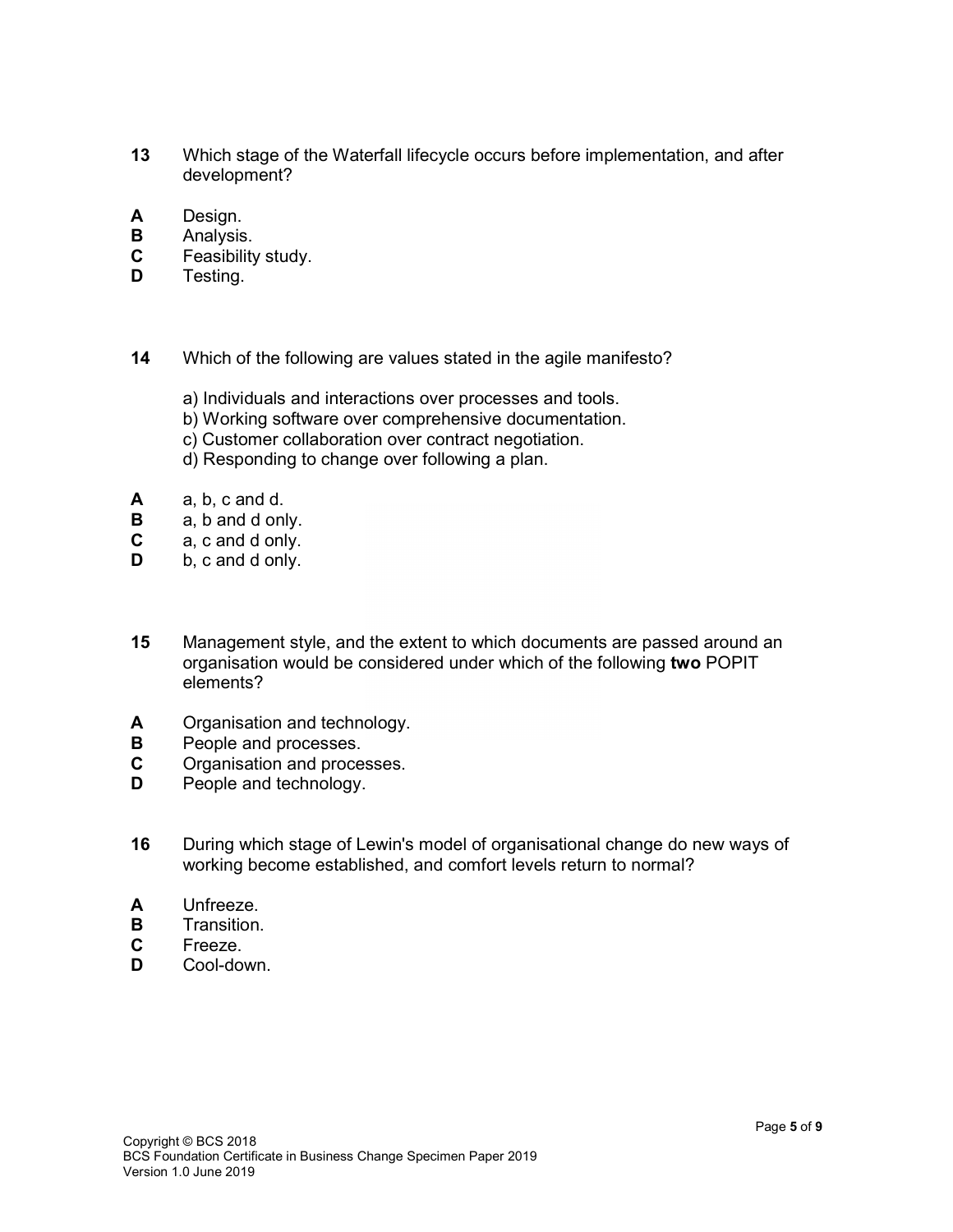**13** Which stage of the Waterfall lifecycle occurs before implementation, and after development?

**A** Design.
**B** Analysis.
**C** Feasibility study.
**D** Testing.

**14** Which of the following are values stated in the agile manifesto?

a) Individuals and interactions over processes and tools.
b) Working software over comprehensive documentation.
c) Customer collaboration over contract negotiation.
d) Responding to change over following a plan.

**A** a, b, c and d.
**B** a, b and d only.
**C** a, c and d only.
**D** b, c and d only.

**15** Management style, and the extent to which documents are passed around an organisation would be considered under which of the following **two** POPIT elements?

**A** Organisation and technology.
**B** People and processes.
**C** Organisation and processes.
**D** People and technology.

**16** During which stage of Lewin's model of organisational change do new ways of working become established, and comfort levels return to normal?

**A** Unfreeze.
**B** Transition.
**C** Freeze.
**D** Cool-down.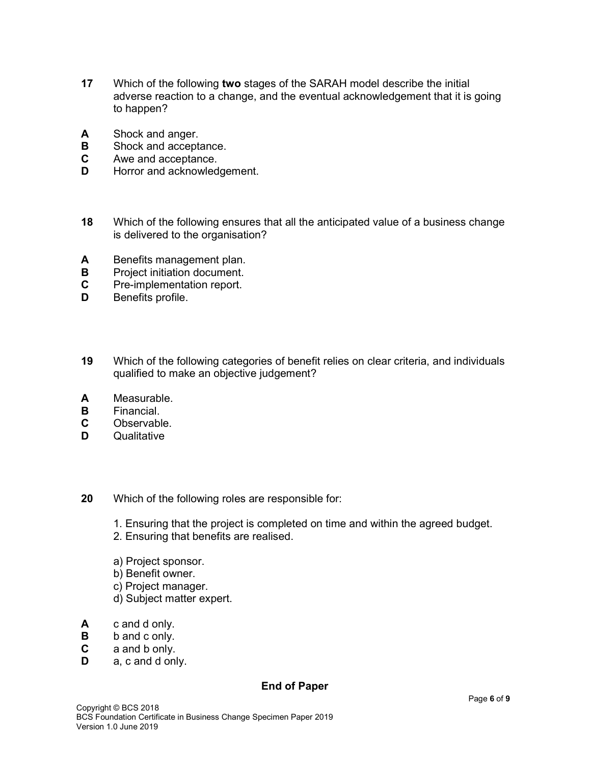**17** Which of the following **two** stages of the SARAH model describe the initial adverse reaction to a change, and the eventual acknowledgement that it is going to happen?

**A** Shock and anger.
**B** Shock and acceptance.
**C** Awe and acceptance.
**D** Horror and acknowledgement.

**18** Which of the following ensures that all the anticipated value of a business change is delivered to the organisation?

**A** Benefits management plan.
**B** Project initiation document.
**C** Pre-implementation report.
**D** Benefits profile.

**19** Which of the following categories of benefit relies on clear criteria, and individuals qualified to make an objective judgement?

**A** Measurable.
**B** Financial.
**C** Observable.
**D** Qualitative

**20** Which of the following roles are responsible for:

1. Ensuring that the project is completed on time and within the agreed budget.
2. Ensuring that benefits are realised.

a) Project sponsor.
b) Benefit owner.
c) Project manager.
d) Subject matter expert.

**A** c and d only.
**B** b and c only.
**C** a and b only.
**D** a, c and d only.

**End of Paper**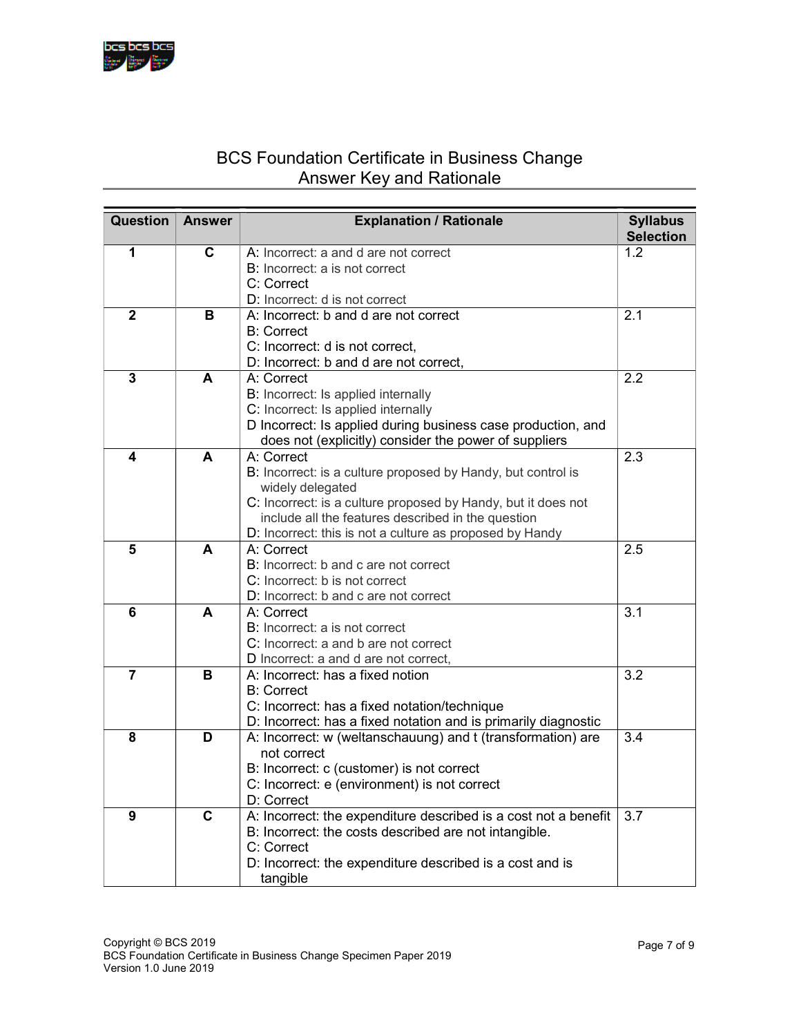# BCS Foundation Certificate in Business Change
## Answer Key and Rationale

| Question | Answer | Explanation / Rationale | Syllabus Selection |
|---|---|---|---|
| 1 | C | A: Incorrect: a and d are not correct<br>B: Incorrect: a is not correct<br>C: Correct<br>D: Incorrect: d is not correct | 1.2 |
| 2 | B | A: Incorrect: b and d are not correct<br>B: Correct<br>C: Incorrect: d is not correct,<br>D: Incorrect: b and d are not correct, | 2.1 |
| 3 | A | A: Correct<br>B: Incorrect: Is applied internally<br>C: Incorrect: Is applied internally<br>D Incorrect: Is applied during business case production, and does not (explicitly) consider the power of suppliers | 2.2 |
| 4 | A | A: Correct<br>B: Incorrect: is a culture proposed by Handy, but control is widely delegated<br>C: Incorrect: is a culture proposed by Handy, but it does not include all the features described in the question<br>D: Incorrect: this is not a culture as proposed by Handy | 2.3 |
| 5 | A | A: Correct<br>B: Incorrect: b and c are not correct<br>C: Incorrect: b is not correct<br>D: Incorrect: b and c are not correct | 2.5 |
| 6 | A | A: Correct<br>B: Incorrect: a is not correct<br>C: Incorrect: a and b are not correct<br>D Incorrect: a and d are not correct, | 3.1 |
| 7 | B | A: Incorrect: has a fixed notion<br>B: Correct<br>C: Incorrect: has a fixed notation/technique<br>D: Incorrect: has a fixed notation and is primarily diagnostic | 3.2 |
| 8 | D | A: Incorrect: w (weltanschauung) and t (transformation) are not correct<br>B: Incorrect: c (customer) is not correct<br>C: Incorrect: e (environment) is not correct<br>D: Correct | 3.4 |
| 9 | C | A: Incorrect: the expenditure described is a cost not a benefit<br>B: Incorrect: the costs described are not intangible.<br>C: Correct<br>D: Incorrect: the expenditure described is a cost and is tangible | 3.7 |

Copyright © BCS 2019
BCS Foundation Certificate in Business Change Specimen Paper 2019
Version 1.0 June 2019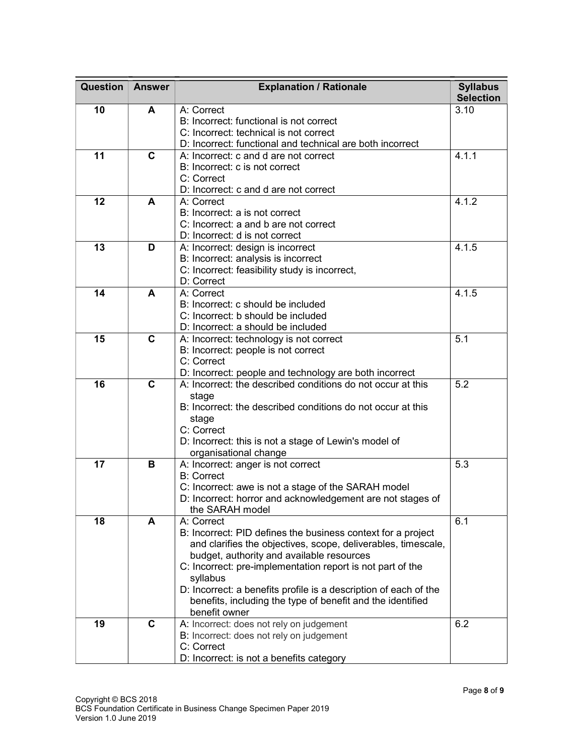| Question | Answer | Explanation / Rationale | Syllabus Selection |
|---|---|---|---|
| **10** | **A** | A: Correct<br>B: Incorrect: functional is not correct<br>C: Incorrect: technical is not correct<br>D: Incorrect: functional and technical are both incorrect | 3.10 |
| **11** | **C** | A: Incorrect: c and d are not correct<br>B: Incorrect: c is not correct<br>C: Correct<br>D: Incorrect: c and d are not correct | 4.1.1 |
| **12** | **A** | A: Correct<br>B: Incorrect: a is not correct<br>C: Incorrect: a and b are not correct<br>D: Incorrect: d is not correct | 4.1.2 |
| **13** | **D** | A: Incorrect: design is incorrect<br>B: Incorrect: analysis is incorrect<br>C: Incorrect: feasibility study is incorrect,<br>D: Correct | 4.1.5 |
| **14** | **A** | A: Correct<br>B: Incorrect: c should be included<br>C: Incorrect: b should be included<br>D: Incorrect: a should be included | 4.1.5 |
| **15** | **C** | A: Incorrect: technology is not correct<br>B: Incorrect: people is not correct<br>C: Correct<br>D: Incorrect: people and technology are both incorrect | 5.1 |
| **16** | **C** | A: Incorrect: the described conditions do not occur at this stage<br>B: Incorrect: the described conditions do not occur at this stage<br>C: Correct<br>D: Incorrect: this is not a stage of Lewin's model of organisational change | 5.2 |
| **17** | **B** | A: Incorrect: anger is not correct<br>B: Correct<br>C: Incorrect: awe is not a stage of the SARAH model<br>D: Incorrect: horror and acknowledgement are not stages of the SARAH model | 5.3 |
| **18** | **A** | A: Correct<br>B: Incorrect: PID defines the business context for a project and clarifies the objectives, scope, deliverables, timescale, budget, authority and available resources<br>C: Incorrect: pre-implementation report is not part of the syllabus<br>D: Incorrect: a benefits profile is a description of each of the benefits, including the type of benefit and the identified benefit owner | 6.1 |
| **19** | **C** | A: Incorrect: does not rely on judgement<br>B: Incorrect: does not rely on judgement<br>C: Correct<br>D: Incorrect: is not a benefits category | 6.2 |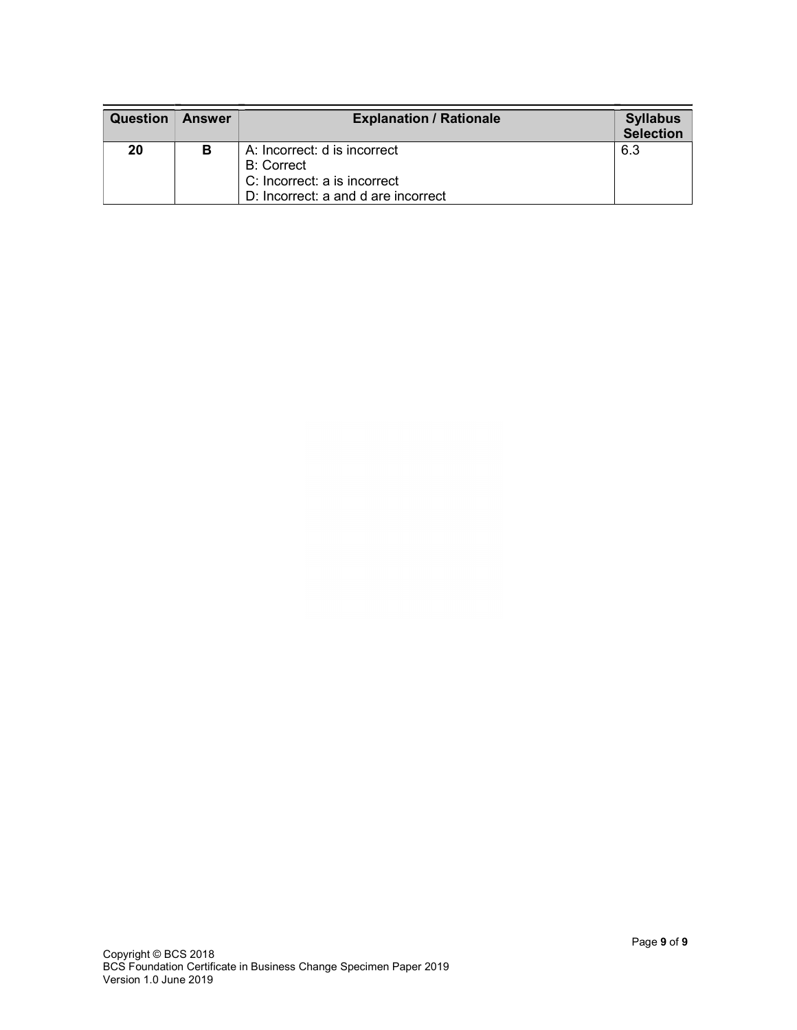| Question | Answer | Explanation / Rationale | Syllabus Selection |
|---|---|---|---|
| **20** | **B** | A: Incorrect: d is incorrect<br>B: Correct<br>C: Incorrect: a is incorrect<br>D: Incorrect: a and d are incorrect | 6.3 |

Copyright © BCS 2018
BCS Foundation Certificate in Business Change Specimen Paper 2019
Version 1.0 June 2019